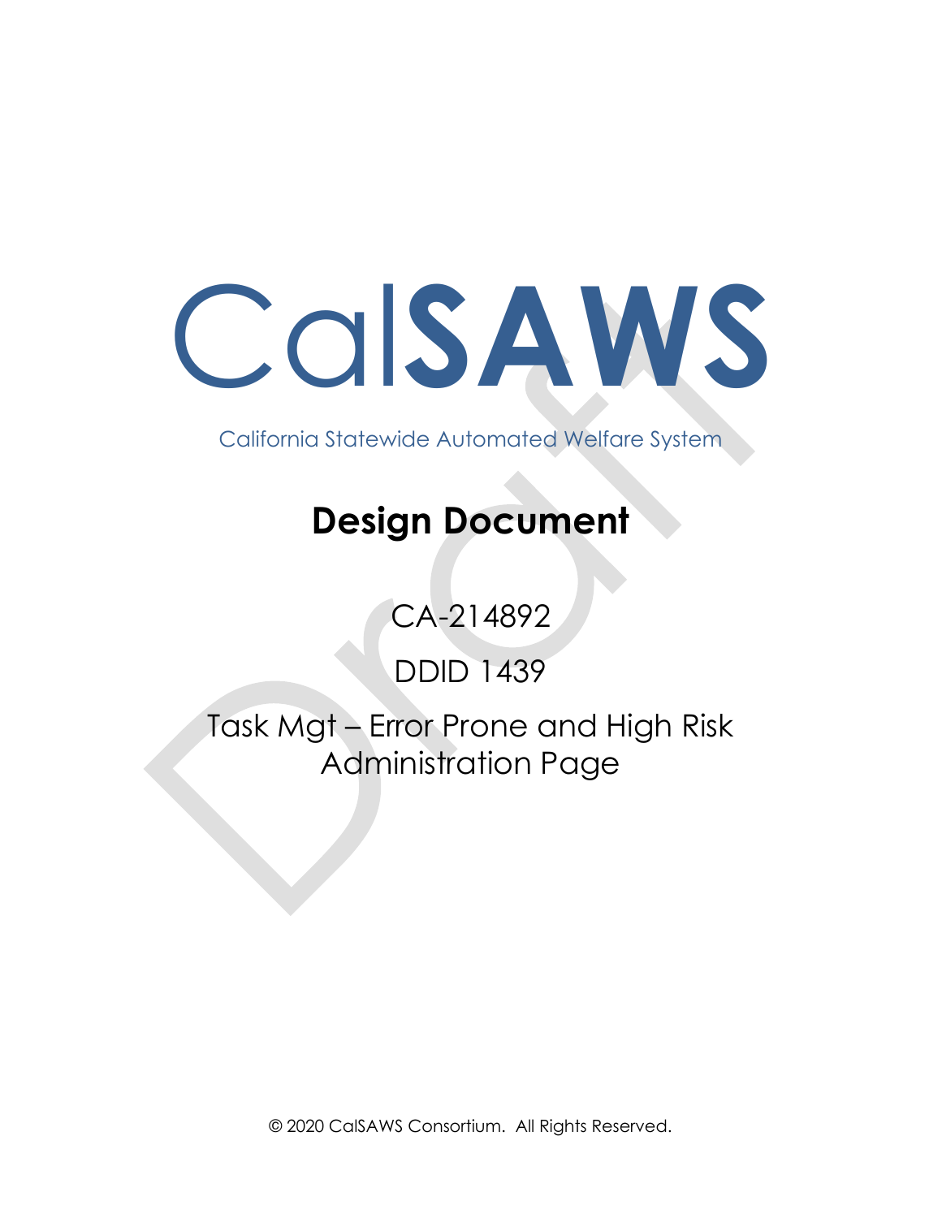# CalSAWS

California Statewide Automated Welfare System

# Design Document

CA-214892

DDID 1439

Task Mgt – Error Prone and High Risk Administration Page

© 2020 CalSAWS Consortium. All Rights Reserved.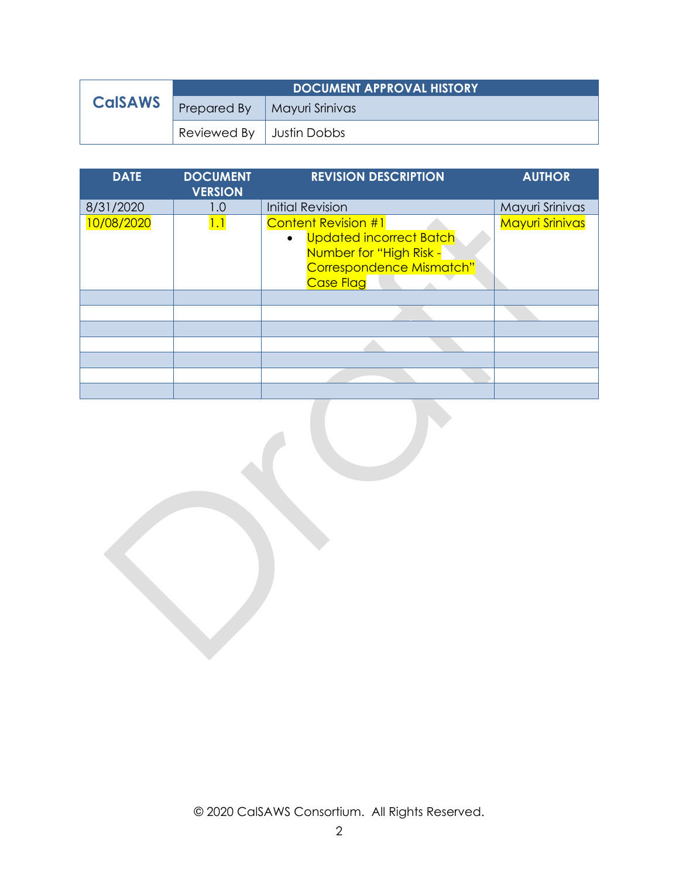| CalSAWS | DOCUMENT APPROVAL HISTORY | |
|---|---|---|
| | Prepared By | Mayuri Srinivas |
| | Reviewed By | Justin Dobbs |

| DATE | DOCUMENT VERSION | REVISION DESCRIPTION | AUTHOR |
|---|---|---|---|
| 8/31/2020 | 1.0 | Initial Revision | Mayuri Srinivas |
| 10/08/2020 | 1.1 | Content Revision #1<br>• Updated incorrect Batch Number for "High Risk - Correspondence Mismatch" Case Flag | Mayuri Srinivas |
| | | | |
| | | | |
| | | | |
| | | | |
| | | | |
| | | | |
| | | | |

© 2020 CalSAWS Consortium. All Rights Reserved.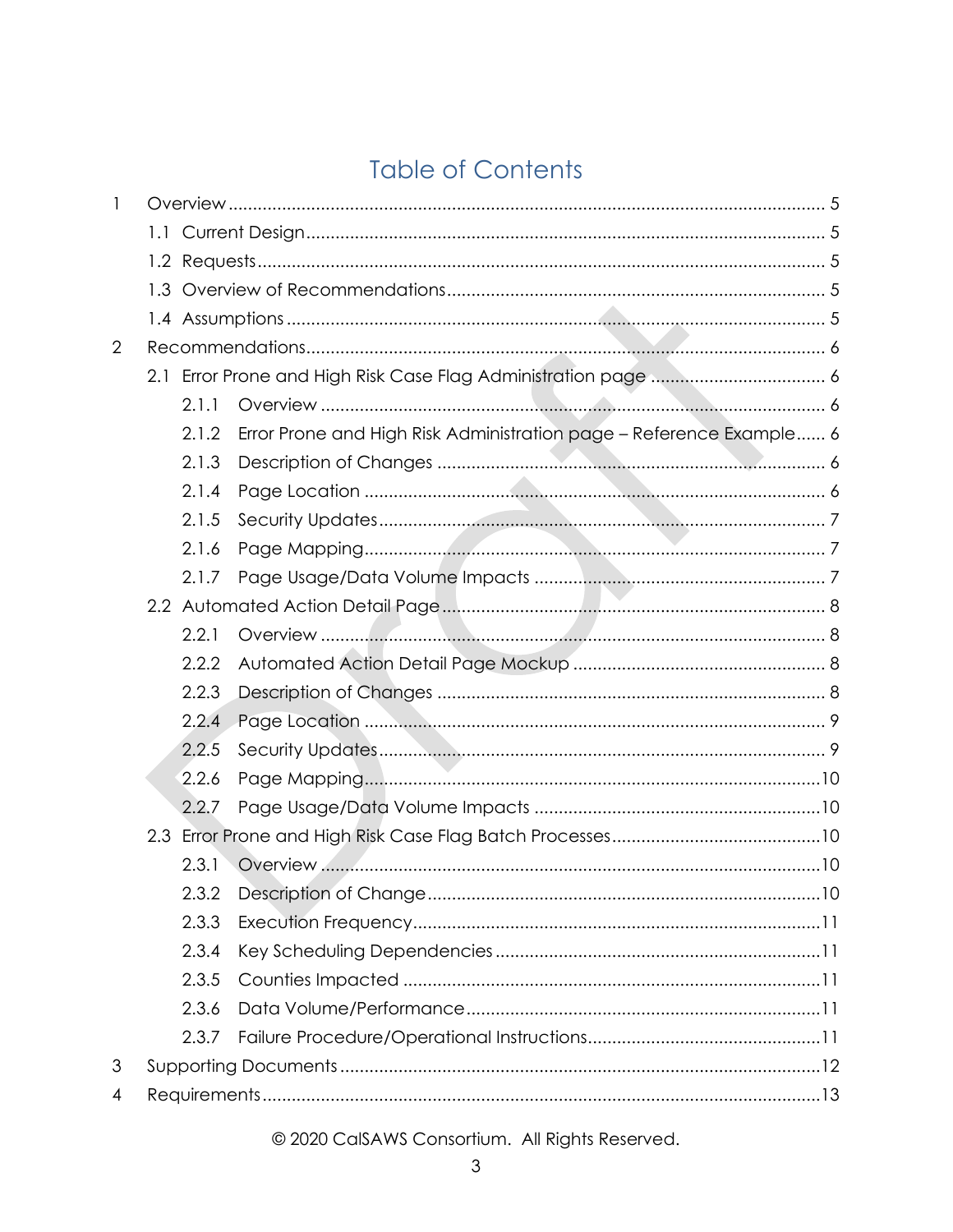# Table of Contents

1 Overview ..... 5

- 1.1 Current Design ..... 5
- 1.2 Requests ..... 5
- 1.3 Overview of Recommendations ..... 5
- 1.4 Assumptions ..... 5

2 Recommendations ..... 6

- 2.1 Error Prone and High Risk Case Flag Administration page ..... 6
  - 2.1.1 Overview ..... 6
  - 2.1.2 Error Prone and High Risk Administration page – Reference Example ..... 6
  - 2.1.3 Description of Changes ..... 6
  - 2.1.4 Page Location ..... 6
  - 2.1.5 Security Updates ..... 7
  - 2.1.6 Page Mapping ..... 7
  - 2.1.7 Page Usage/Data Volume Impacts ..... 7
- 2.2 Automated Action Detail Page ..... 8
  - 2.2.1 Overview ..... 8
  - 2.2.2 Automated Action Detail Page Mockup ..... 8
  - 2.2.3 Description of Changes ..... 8
  - 2.2.4 Page Location ..... 9
  - 2.2.5 Security Updates ..... 9
  - 2.2.6 Page Mapping ..... 10
  - 2.2.7 Page Usage/Data Volume Impacts ..... 10
- 2.3 Error Prone and High Risk Case Flag Batch Processes ..... 10
  - 2.3.1 Overview ..... 10
  - 2.3.2 Description of Change ..... 10
  - 2.3.3 Execution Frequency ..... 11
  - 2.3.4 Key Scheduling Dependencies ..... 11
  - 2.3.5 Counties Impacted ..... 11
  - 2.3.6 Data Volume/Performance ..... 11
  - 2.3.7 Failure Procedure/Operational Instructions ..... 11

3 Supporting Documents ..... 12

4 Requirements ..... 13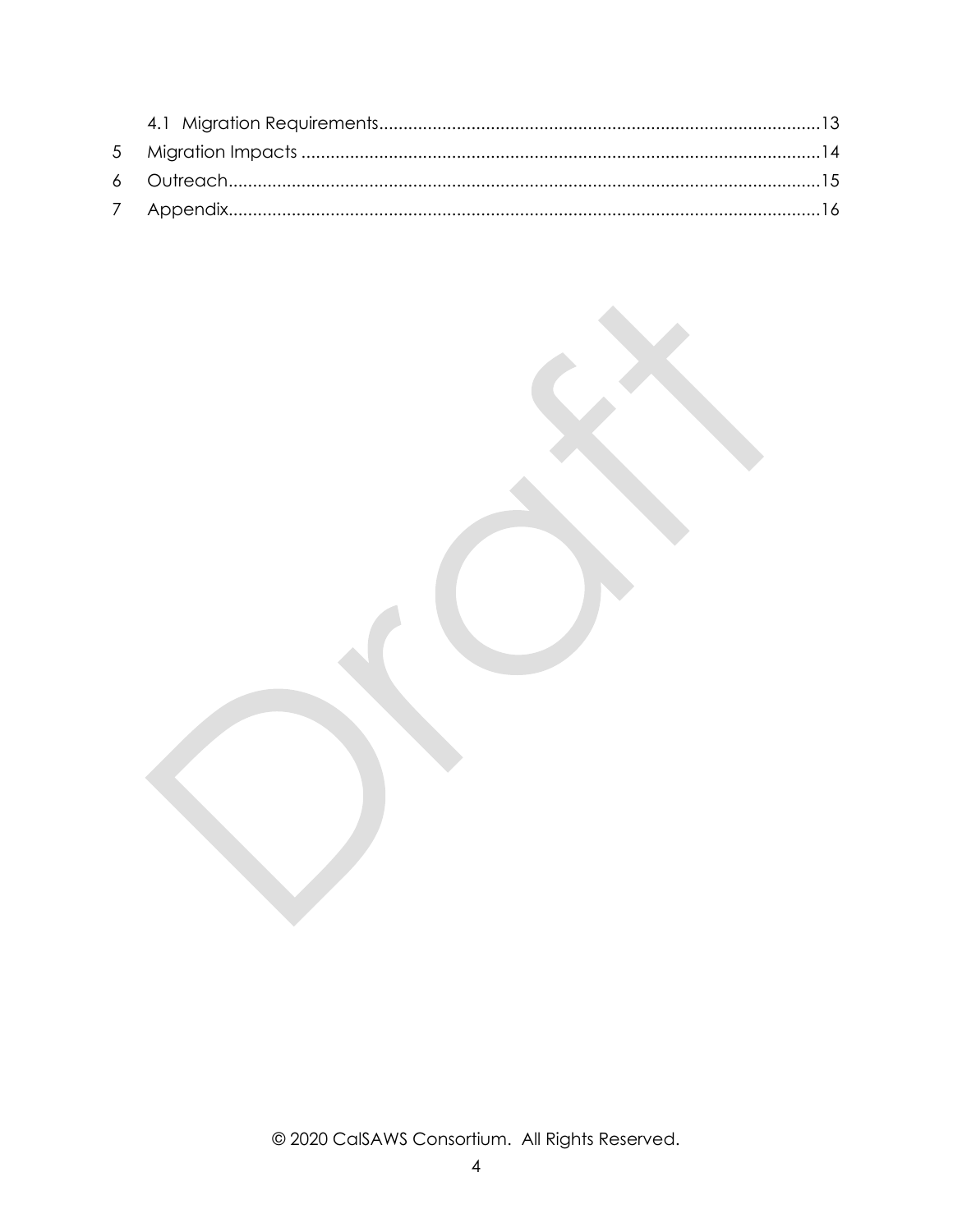4.1 Migration Requirements..........................................................................................13

5 Migration Impacts ..........................................................................................................14

6 Outreach..........................................................................................................................15

7 Appendix..........................................................................................................................16

© 2020 CalSAWS Consortium. All Rights Reserved.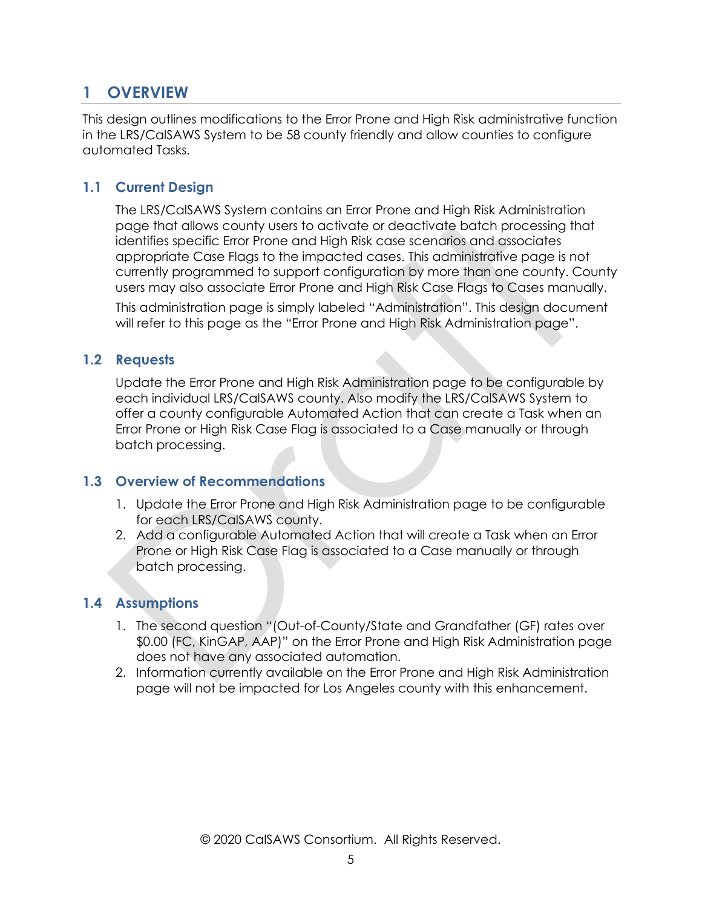# 1 OVERVIEW

This design outlines modifications to the Error Prone and High Risk administrative function in the LRS/CalSAWS System to be 58 county friendly and allow counties to configure automated Tasks.

## 1.1 Current Design

The LRS/CalSAWS System contains an Error Prone and High Risk Administration page that allows county users to activate or deactivate batch processing that identifies specific Error Prone and High Risk case scenarios and associates appropriate Case Flags to the impacted cases. This administrative page is not currently programmed to support configuration by more than one county. County users may also associate Error Prone and High Risk Case Flags to Cases manually.

This administration page is simply labeled "Administration". This design document will refer to this page as the "Error Prone and High Risk Administration page".

## 1.2 Requests

Update the Error Prone and High Risk Administration page to be configurable by each individual LRS/CalSAWS county. Also modify the LRS/CalSAWS System to offer a county configurable Automated Action that can create a Task when an Error Prone or High Risk Case Flag is associated to a Case manually or through batch processing.

## 1.3 Overview of Recommendations

1. Update the Error Prone and High Risk Administration page to be configurable for each LRS/CalSAWS county.
2. Add a configurable Automated Action that will create a Task when an Error Prone or High Risk Case Flag is associated to a Case manually or through batch processing.

## 1.4 Assumptions

1. The second question "(Out-of-County/State and Grandfather (GF) rates over $0.00 (FC, KinGAP, AAP)" on the Error Prone and High Risk Administration page does not have any associated automation.
2. Information currently available on the Error Prone and High Risk Administration page will not be impacted for Los Angeles county with this enhancement.

© 2020 CalSAWS Consortium. All Rights Reserved.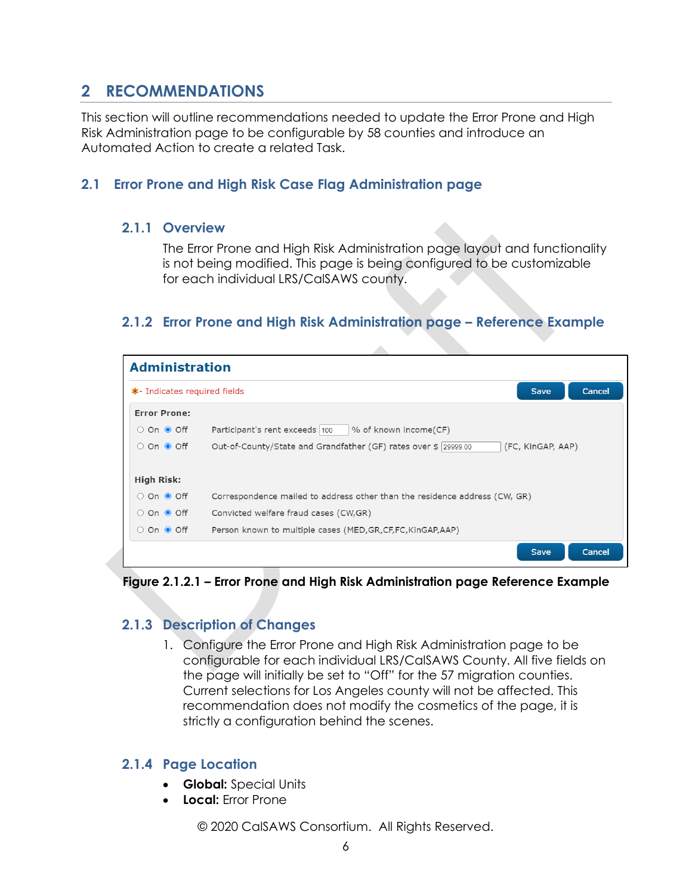# 2 RECOMMENDATIONS

This section will outline recommendations needed to update the Error Prone and High Risk Administration page to be configurable by 58 counties and introduce an Automated Action to create a related Task.

## 2.1 Error Prone and High Risk Case Flag Administration page

### 2.1.1 Overview

The Error Prone and High Risk Administration page layout and functionality is not being modified. This page is being configured to be customizable for each individual LRS/CalSAWS county.

### 2.1.2 Error Prone and High Risk Administration page – Reference Example

**Administration**

*- Indicates required fields  [Save] [Cancel]

**Error Prone:**

| | |
|---|---|
| ○ On ◉ Off | Participant's rent exceeds [100] % of known income(CF) |
| ○ On ◉ Off | Out-of-County/State and Grandfather (GF) rates over $ [29999.00] (FC, KinGAP, AAP) |

**High Risk:**

| | |
|---|---|
| ○ On ◉ Off | Correspondence mailed to address other than the residence address (CW, GR) |
| ○ On ◉ Off | Convicted welfare fraud cases (CW,GR) |
| ○ On ◉ Off | Person known to multiple cases (MED,GR,CF,FC,KinGAP,AAP) |

[Save] [Cancel]

**Figure 2.1.2.1 – Error Prone and High Risk Administration page Reference Example**

### 2.1.3 Description of Changes

1. Configure the Error Prone and High Risk Administration page to be configurable for each individual LRS/CalSAWS County. All five fields on the page will initially be set to "Off" for the 57 migration counties. Current selections for Los Angeles county will not be affected. This recommendation does not modify the cosmetics of the page, it is strictly a configuration behind the scenes.

### 2.1.4 Page Location

- **Global:** Special Units
- **Local:** Error Prone

© 2020 CalSAWS Consortium. All Rights Reserved.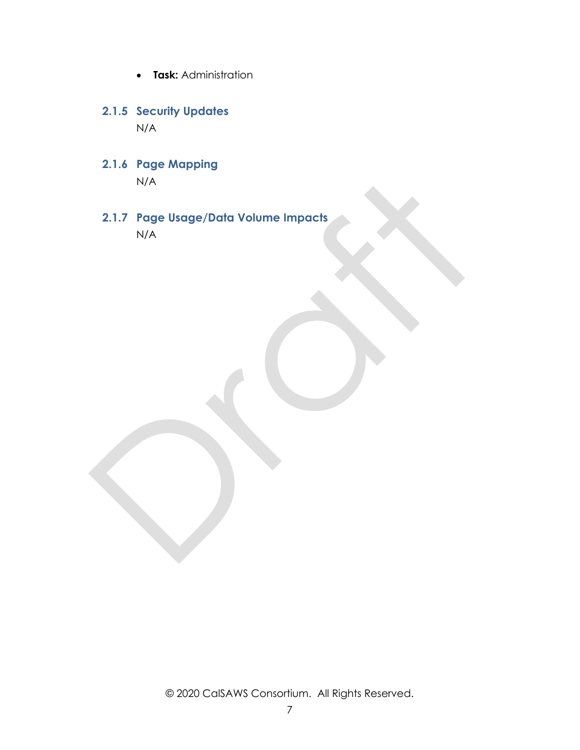- **Task:** Administration

### 2.1.5 Security Updates

N/A

### 2.1.6 Page Mapping

N/A

### 2.1.7 Page Usage/Data Volume Impacts

N/A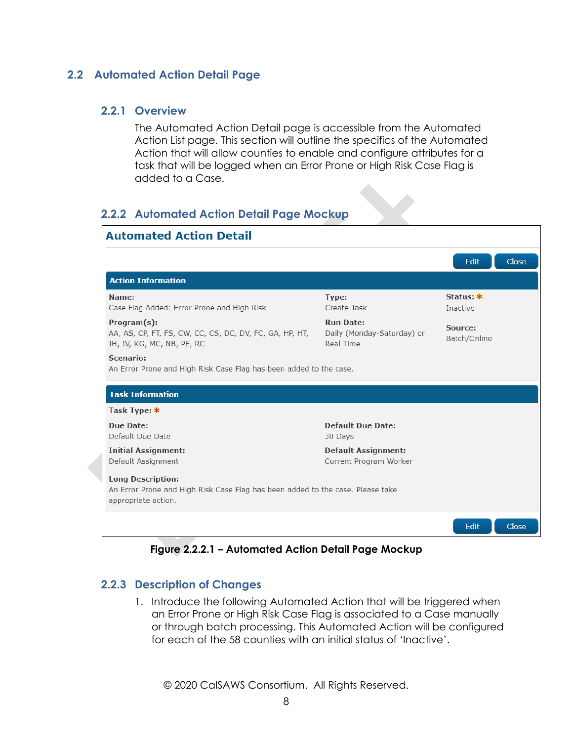## 2.2 Automated Action Detail Page

### 2.2.1 Overview

The Automated Action Detail page is accessible from the Automated Action List page. This section will outline the specifics of the Automated Action that will allow counties to enable and configure attributes for a task that will be logged when an Error Prone or High Risk Case Flag is added to a Case.

### 2.2.2 Automated Action Detail Page Mockup

**Automated Action Detail**

Edit | Close

**Action Information**

**Name:**
Case Flag Added: Error Prone and High Risk

**Type:**
Create Task

**Status:** *
Inactive

**Program(s):**
AA, AS, CP, FT, FS, CW, CC, CS, DC, DV, FC, GA, HP, HT, IH, IV, KG, MC, NB, PE, RC

**Run Date:**
Daily (Monday-Saturday) or Real Time

**Source:**
Batch/Online

**Scenario:**
An Error Prone and High Risk Case Flag has been added to the case.

**Task Information**

**Task Type:** *

**Due Date:**
Default Due Date

**Default Due Date:**
30 Days

**Initial Assignment:**
Default Assignment

**Default Assignment:**
Current Program Worker

**Long Description:**
An Error Prone and High Risk Case Flag has been added to the case. Please take appropriate action.

Edit | Close

**Figure 2.2.2.1 – Automated Action Detail Page Mockup**

### 2.2.3 Description of Changes

1. Introduce the following Automated Action that will be triggered when an Error Prone or High Risk Case Flag is associated to a Case manually or through batch processing. This Automated Action will be configured for each of the 58 counties with an initial status of 'Inactive'.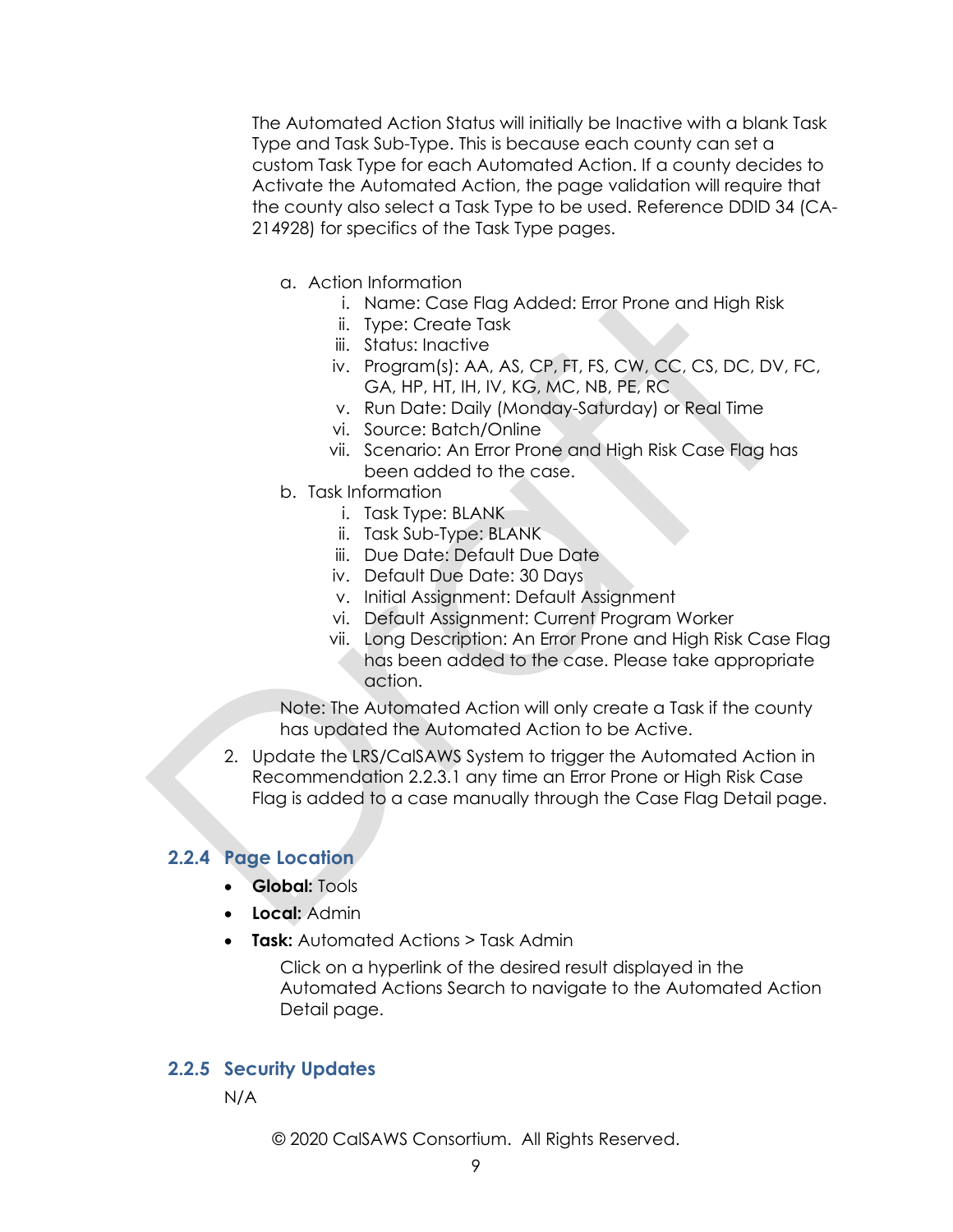The Automated Action Status will initially be Inactive with a blank Task Type and Task Sub-Type. This is because each county can set a custom Task Type for each Automated Action. If a county decides to Activate the Automated Action, the page validation will require that the county also select a Task Type to be used. Reference DDID 34 (CA-214928) for specifics of the Task Type pages.

a. Action Information
   i. Name: Case Flag Added: Error Prone and High Risk
   ii. Type: Create Task
   iii. Status: Inactive
   iv. Program(s): AA, AS, CP, FT, FS, CW, CC, CS, DC, DV, FC, GA, HP, HT, IH, IV, KG, MC, NB, PE, RC
   v. Run Date: Daily (Monday-Saturday) or Real Time
   vi. Source: Batch/Online
   vii. Scenario: An Error Prone and High Risk Case Flag has been added to the case.
b. Task Information
   i. Task Type: BLANK
   ii. Task Sub-Type: BLANK
   iii. Due Date: Default Due Date
   iv. Default Due Date: 30 Days
   v. Initial Assignment: Default Assignment
   vi. Default Assignment: Current Program Worker
   vii. Long Description: An Error Prone and High Risk Case Flag has been added to the case. Please take appropriate action.

Note: The Automated Action will only create a Task if the county has updated the Automated Action to be Active.

2. Update the LRS/CalSAWS System to trigger the Automated Action in Recommendation 2.2.3.1 any time an Error Prone or High Risk Case Flag is added to a case manually through the Case Flag Detail page.

### 2.2.4 Page Location

- **Global:** Tools
- **Local:** Admin
- **Task:** Automated Actions > Task Admin

  Click on a hyperlink of the desired result displayed in the Automated Actions Search to navigate to the Automated Action Detail page.

### 2.2.5 Security Updates

N/A

© 2020 CalSAWS Consortium. All Rights Reserved.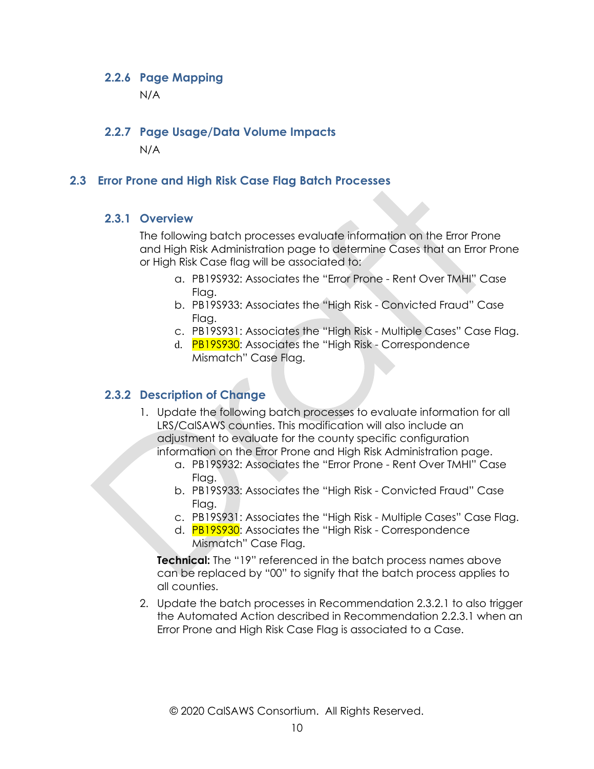### 2.2.6 Page Mapping

N/A

### 2.2.7 Page Usage/Data Volume Impacts

N/A

## 2.3 Error Prone and High Risk Case Flag Batch Processes

### 2.3.1 Overview

The following batch processes evaluate information on the Error Prone and High Risk Administration page to determine Cases that an Error Prone or High Risk Case flag will be associated to:

a. PB19S932: Associates the "Error Prone - Rent Over TMHI" Case Flag.
b. PB19S933: Associates the "High Risk - Convicted Fraud" Case Flag.
c. PB19S931: Associates the "High Risk - Multiple Cases" Case Flag.
d. PB19S930: Associates the "High Risk - Correspondence Mismatch" Case Flag.

### 2.3.2 Description of Change

1. Update the following batch processes to evaluate information for all LRS/CalSAWS counties. This modification will also include an adjustment to evaluate for the county specific configuration information on the Error Prone and High Risk Administration page.
   a. PB19S932: Associates the "Error Prone - Rent Over TMHI" Case Flag.
   b. PB19S933: Associates the "High Risk - Convicted Fraud" Case Flag.
   c. PB19S931: Associates the "High Risk - Multiple Cases" Case Flag.
   d. PB19S930: Associates the "High Risk - Correspondence Mismatch" Case Flag.

   **Technical:** The "19" referenced in the batch process names above can be replaced by "00" to signify that the batch process applies to all counties.

2. Update the batch processes in Recommendation 2.3.2.1 to also trigger the Automated Action described in Recommendation 2.2.3.1 when an Error Prone and High Risk Case Flag is associated to a Case.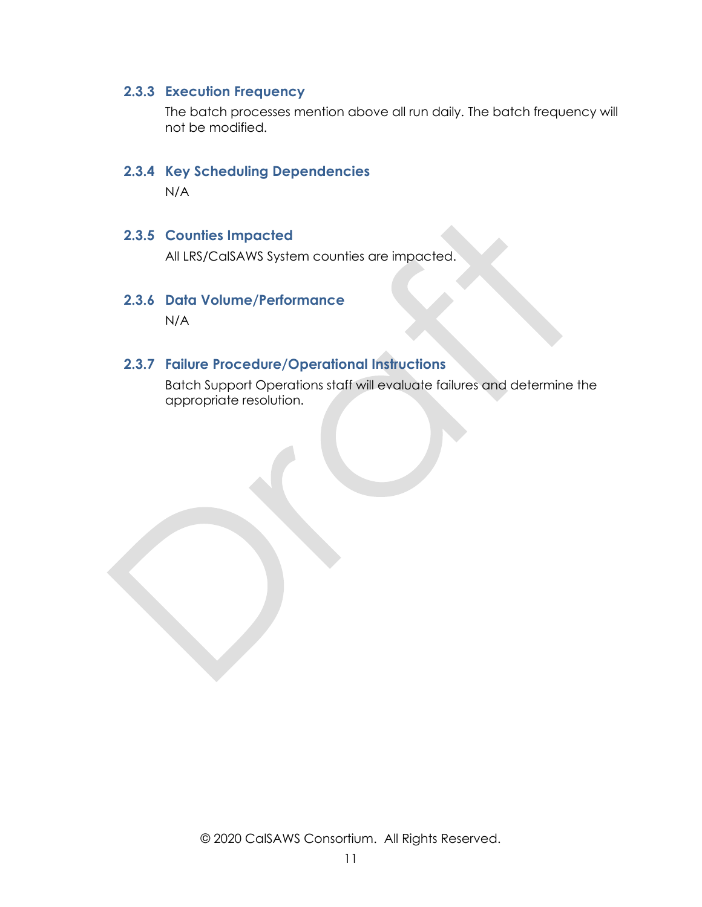### 2.3.3 Execution Frequency

The batch processes mention above all run daily. The batch frequency will not be modified.

### 2.3.4 Key Scheduling Dependencies

N/A

### 2.3.5 Counties Impacted

All LRS/CalSAWS System counties are impacted.

### 2.3.6 Data Volume/Performance

N/A

### 2.3.7 Failure Procedure/Operational Instructions

Batch Support Operations staff will evaluate failures and determine the appropriate resolution.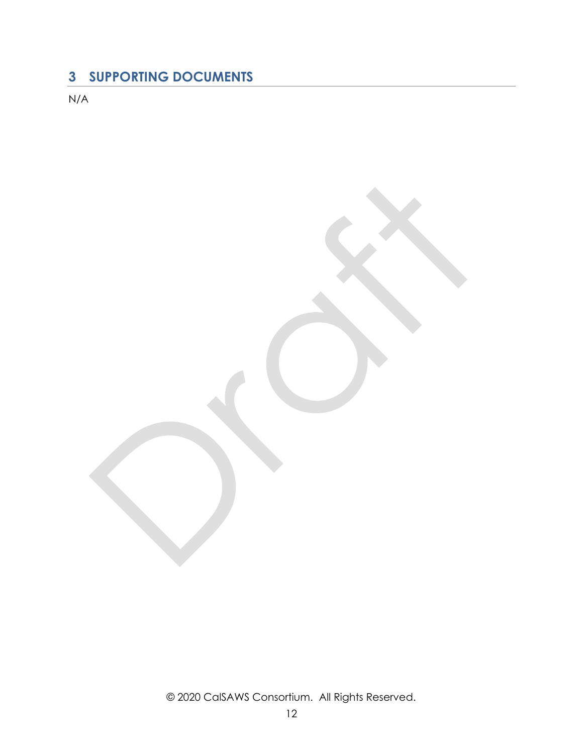# 3 SUPPORTING DOCUMENTS

N/A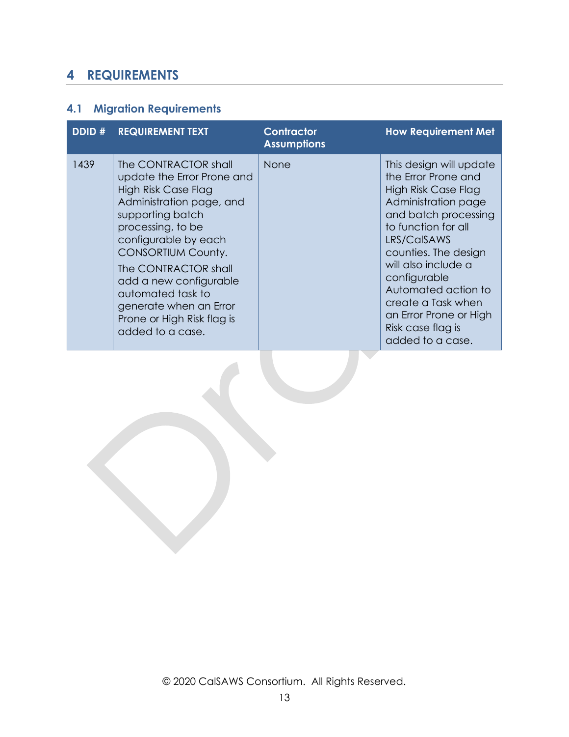# 4 REQUIREMENTS

## 4.1 Migration Requirements

| DDID # | REQUIREMENT TEXT | Contractor Assumptions | How Requirement Met |
|---|---|---|---|
| 1439 | The CONTRACTOR shall update the Error Prone and High Risk Case Flag Administration page, and supporting batch processing, to be configurable by each CONSORTIUM County.<br>The CONTRACTOR shall add a new configurable automated task to generate when an Error Prone or High Risk flag is added to a case. | None | This design will update the Error Prone and High Risk Case Flag Administration page and batch processing to function for all LRS/CalSAWS counties. The design will also include a configurable Automated action to create a Task when an Error Prone or High Risk case flag is added to a case. |

© 2020 CalSAWS Consortium. All Rights Reserved.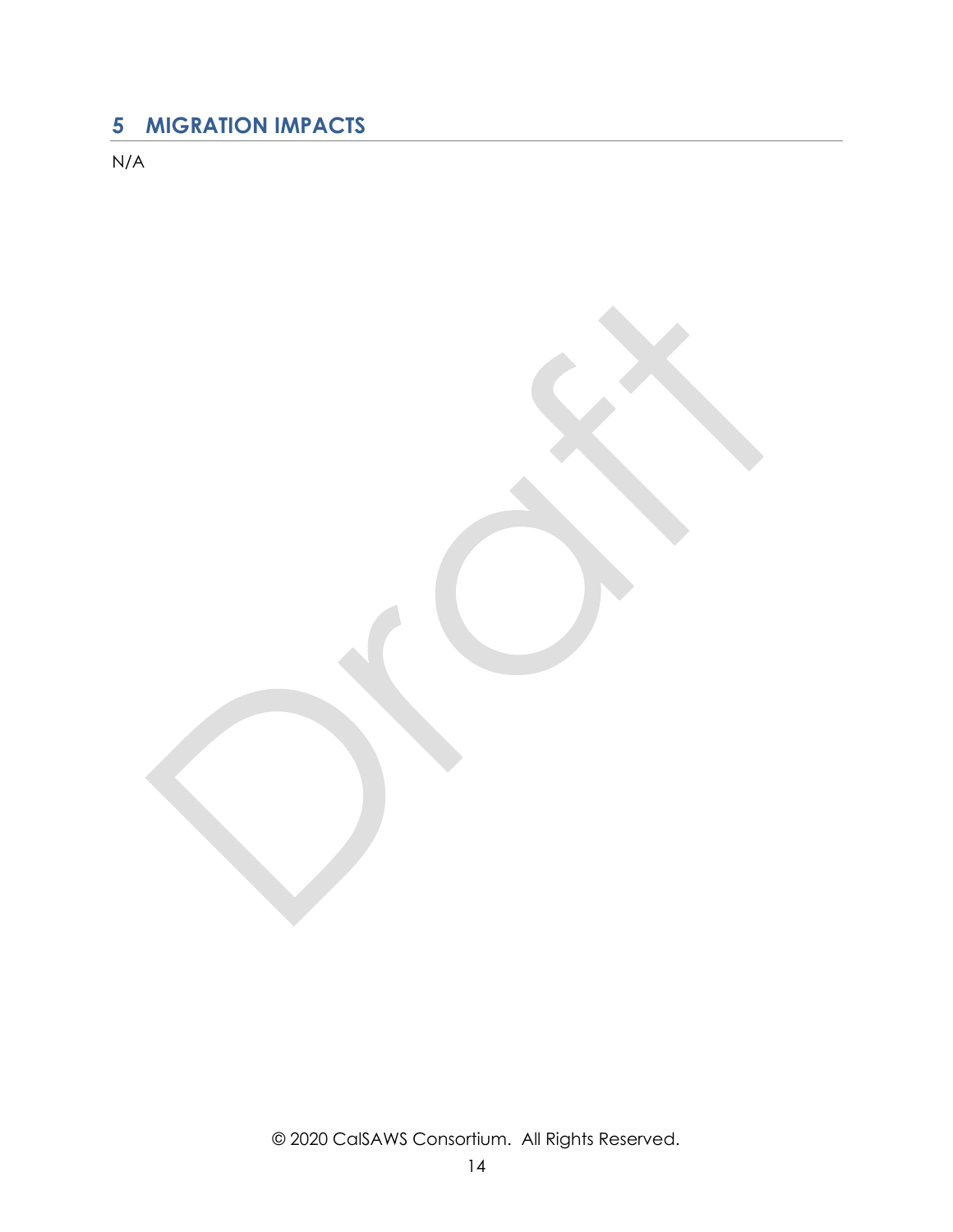## 5 MIGRATION IMPACTS

N/A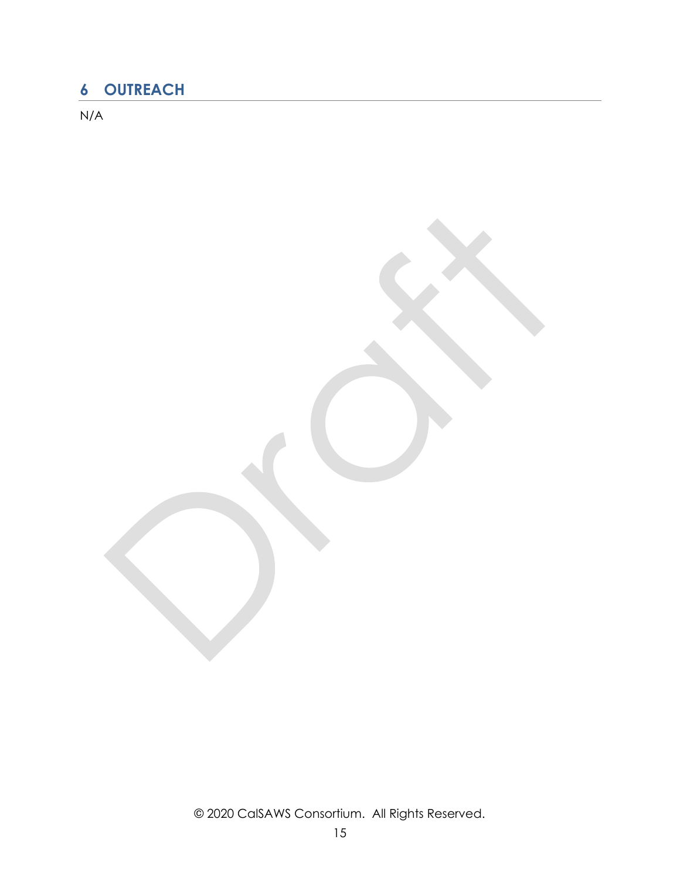# 6 OUTREACH

N/A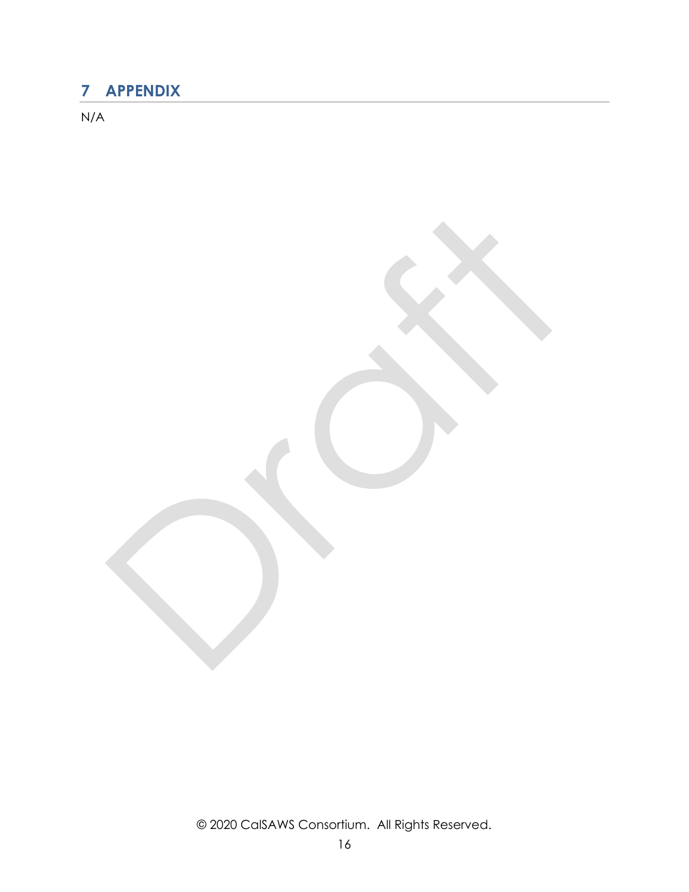## 7 APPENDIX

N/A